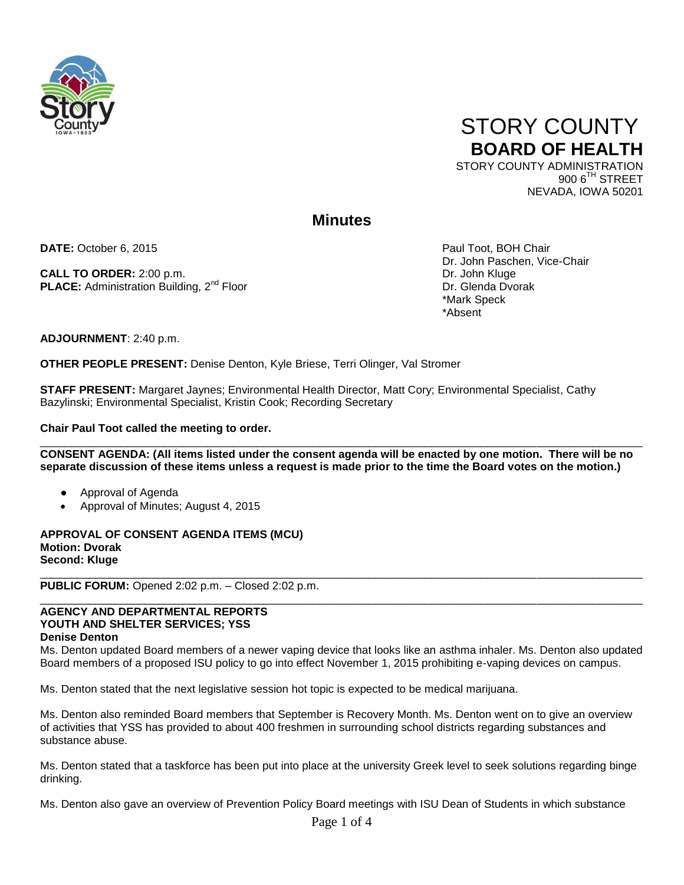# STORY COUNTY
## BOARD OF HEALTH

STORY COUNTY ADMINISTRATION
900 6TH STREET
NEVADA, IOWA 50201

## Minutes

**DATE:** October 6, 2015

**CALL TO ORDER:** 2:00 p.m.
**PLACE:** Administration Building, 2nd Floor

Paul Toot, BOH Chair
Dr. John Paschen, Vice-Chair
Dr. John Kluge
Dr. Glenda Dvorak
*Mark Speck
*Absent

**ADJOURNMENT**: 2:40 p.m.

**OTHER PEOPLE PRESENT:** Denise Denton, Kyle Briese, Terri Olinger, Val Stromer

**STAFF PRESENT:** Margaret Jaynes; Environmental Health Director, Matt Cory; Environmental Specialist, Cathy Bazylinski; Environmental Specialist, Kristin Cook; Recording Secretary

**Chair Paul Toot called the meeting to order.**

---

**CONSENT AGENDA: (All items listed under the consent agenda will be enacted by one motion. There will be no separate discussion of these items unless a request is made prior to the time the Board votes on the motion.)**

- Approval of Agenda
- Approval of Minutes; August 4, 2015

**APPROVAL OF CONSENT AGENDA ITEMS (MCU)**
**Motion: Dvorak**
**Second: Kluge**

---

**PUBLIC FORUM:** Opened 2:02 p.m. – Closed 2:02 p.m.

---

**AGENCY AND DEPARTMENTAL REPORTS**
**YOUTH AND SHELTER SERVICES; YSS**
**Denise Denton**

Ms. Denton updated Board members of a newer vaping device that looks like an asthma inhaler. Ms. Denton also updated Board members of a proposed ISU policy to go into effect November 1, 2015 prohibiting e-vaping devices on campus.

Ms. Denton stated that the next legislative session hot topic is expected to be medical marijuana.

Ms. Denton also reminded Board members that September is Recovery Month. Ms. Denton went on to give an overview of activities that YSS has provided to about 400 freshmen in surrounding school districts regarding substances and substance abuse.

Ms. Denton stated that a taskforce has been put into place at the university Greek level to seek solutions regarding binge drinking.

Ms. Denton also gave an overview of Prevention Policy Board meetings with ISU Dean of Students in which substance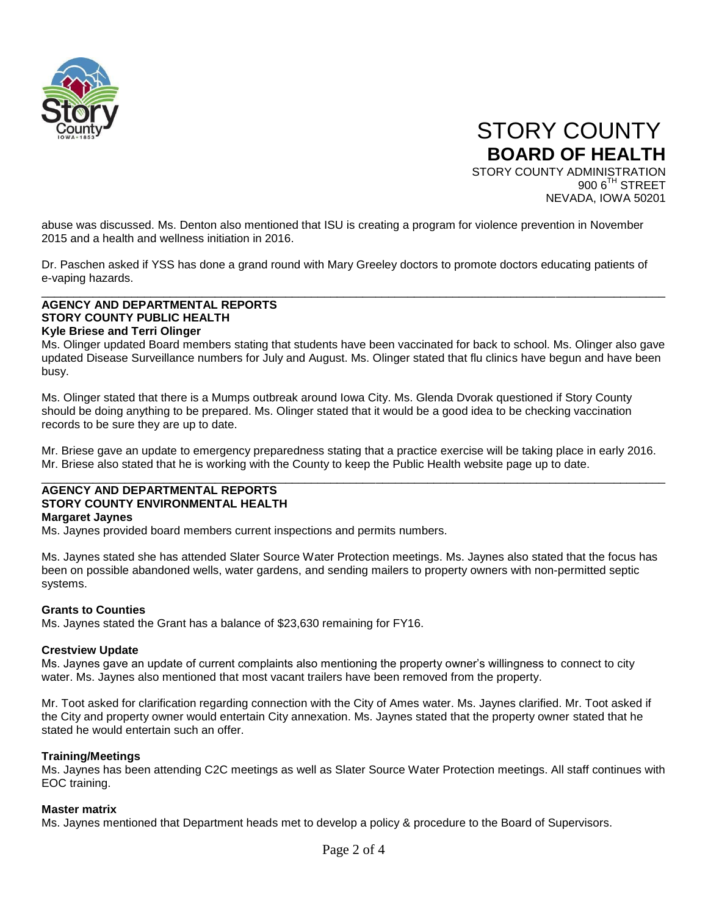abuse was discussed. Ms. Denton also mentioned that ISU is creating a program for violence prevention in November 2015 and a health and wellness initiation in 2016.

Dr. Paschen asked if YSS has done a grand round with Mary Greeley doctors to promote doctors educating patients of e-vaping hazards.

---

## AGENCY AND DEPARTMENTAL REPORTS
## STORY COUNTY PUBLIC HEALTH
### Kyle Briese and Terri Olinger

Ms. Olinger updated Board members stating that students have been vaccinated for back to school. Ms. Olinger also gave updated Disease Surveillance numbers for July and August. Ms. Olinger stated that flu clinics have begun and have been busy.

Ms. Olinger stated that there is a Mumps outbreak around Iowa City. Ms. Glenda Dvorak questioned if Story County should be doing anything to be prepared. Ms. Olinger stated that it would be a good idea to be checking vaccination records to be sure they are up to date.

Mr. Briese gave an update to emergency preparedness stating that a practice exercise will be taking place in early 2016. Mr. Briese also stated that he is working with the County to keep the Public Health website page up to date.

---

## AGENCY AND DEPARTMENTAL REPORTS
## STORY COUNTY ENVIRONMENTAL HEALTH
### Margaret Jaynes

Ms. Jaynes provided board members current inspections and permits numbers.

Ms. Jaynes stated she has attended Slater Source Water Protection meetings. Ms. Jaynes also stated that the focus has been on possible abandoned wells, water gardens, and sending mailers to property owners with non-permitted septic systems.

**Grants to Counties**

Ms. Jaynes stated the Grant has a balance of $23,630 remaining for FY16.

**Crestview Update**

Ms. Jaynes gave an update of current complaints also mentioning the property owner's willingness to connect to city water. Ms. Jaynes also mentioned that most vacant trailers have been removed from the property.

Mr. Toot asked for clarification regarding connection with the City of Ames water. Ms. Jaynes clarified. Mr. Toot asked if the City and property owner would entertain City annexation. Ms. Jaynes stated that the property owner stated that he stated he would entertain such an offer.

**Training/Meetings**

Ms. Jaynes has been attending C2C meetings as well as Slater Source Water Protection meetings. All staff continues with EOC training.

**Master matrix**

Ms. Jaynes mentioned that Department heads met to develop a policy & procedure to the Board of Supervisors.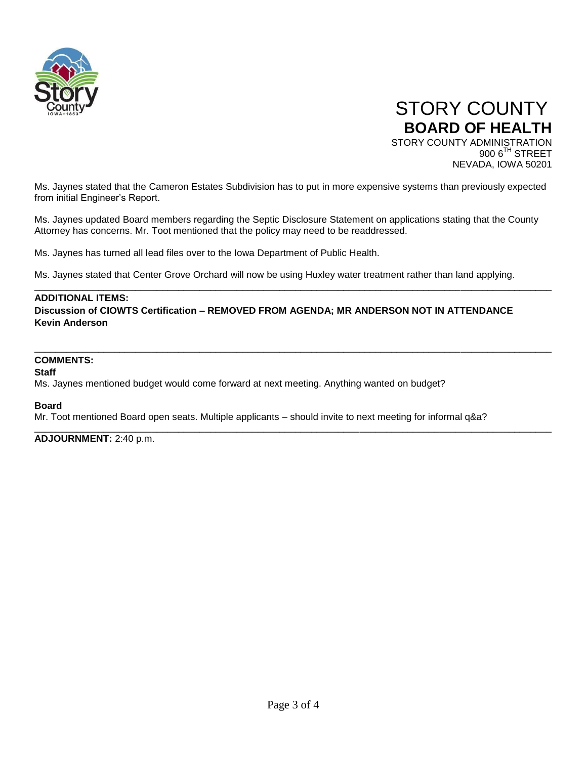Ms. Jaynes stated that the Cameron Estates Subdivision has to put in more expensive systems than previously expected from initial Engineer's Report.

Ms. Jaynes updated Board members regarding the Septic Disclosure Statement on applications stating that the County Attorney has concerns. Mr. Toot mentioned that the policy may need to be readdressed.

Ms. Jaynes has turned all lead files over to the Iowa Department of Public Health.

Ms. Jaynes stated that Center Grove Orchard will now be using Huxley water treatment rather than land applying.

---

**ADDITIONAL ITEMS:**
**Discussion of CIOWTS Certification – REMOVED FROM AGENDA; MR ANDERSON NOT IN ATTENDANCE**
**Kevin Anderson**

---

**COMMENTS:**

**Staff**

Ms. Jaynes mentioned budget would come forward at next meeting. Anything wanted on budget?

**Board**

Mr. Toot mentioned Board open seats. Multiple applicants – should invite to next meeting for informal q&a?

---

**ADJOURNMENT:** 2:40 p.m.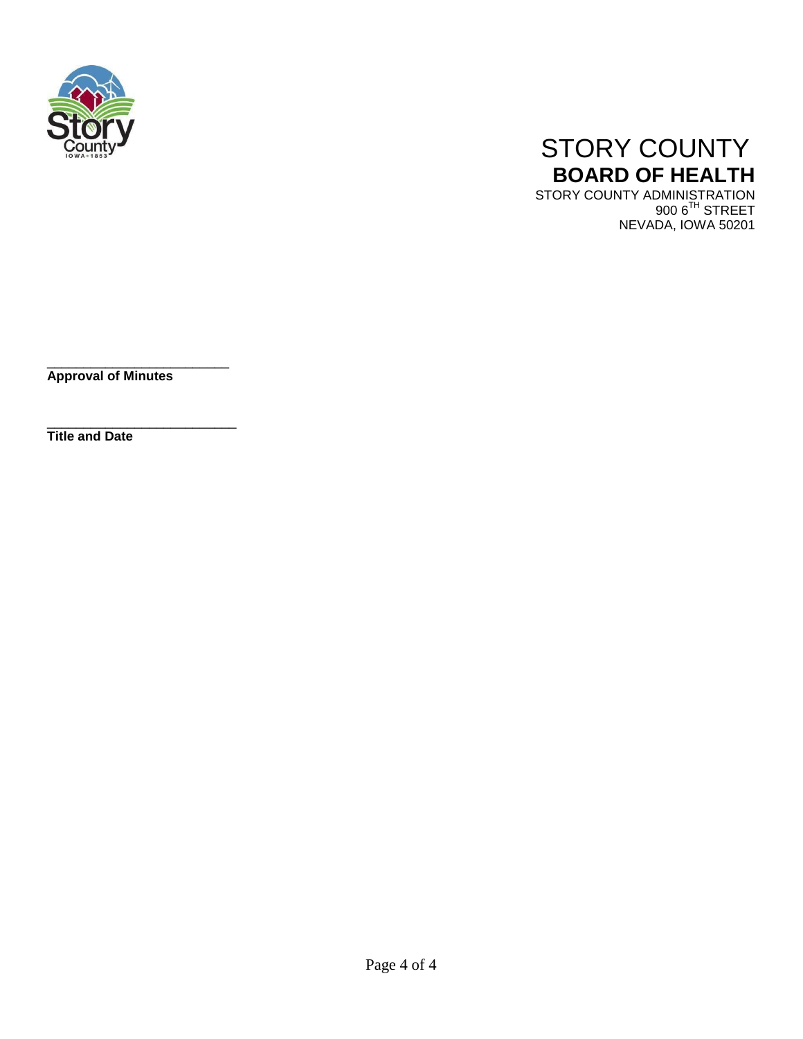STORY COUNTY
**BOARD OF HEALTH**
STORY COUNTY ADMINISTRATION
900 6TH STREET
NEVADA, IOWA 50201

\_\_\_\_\_\_\_\_\_\_\_\_\_\_\_\_\_\_\_\_\_\_\_\_\_\_
**Approval of Minutes**

\_\_\_\_\_\_\_\_\_\_\_\_\_\_\_\_\_\_\_\_\_\_\_\_\_\_\_
**Title and Date**